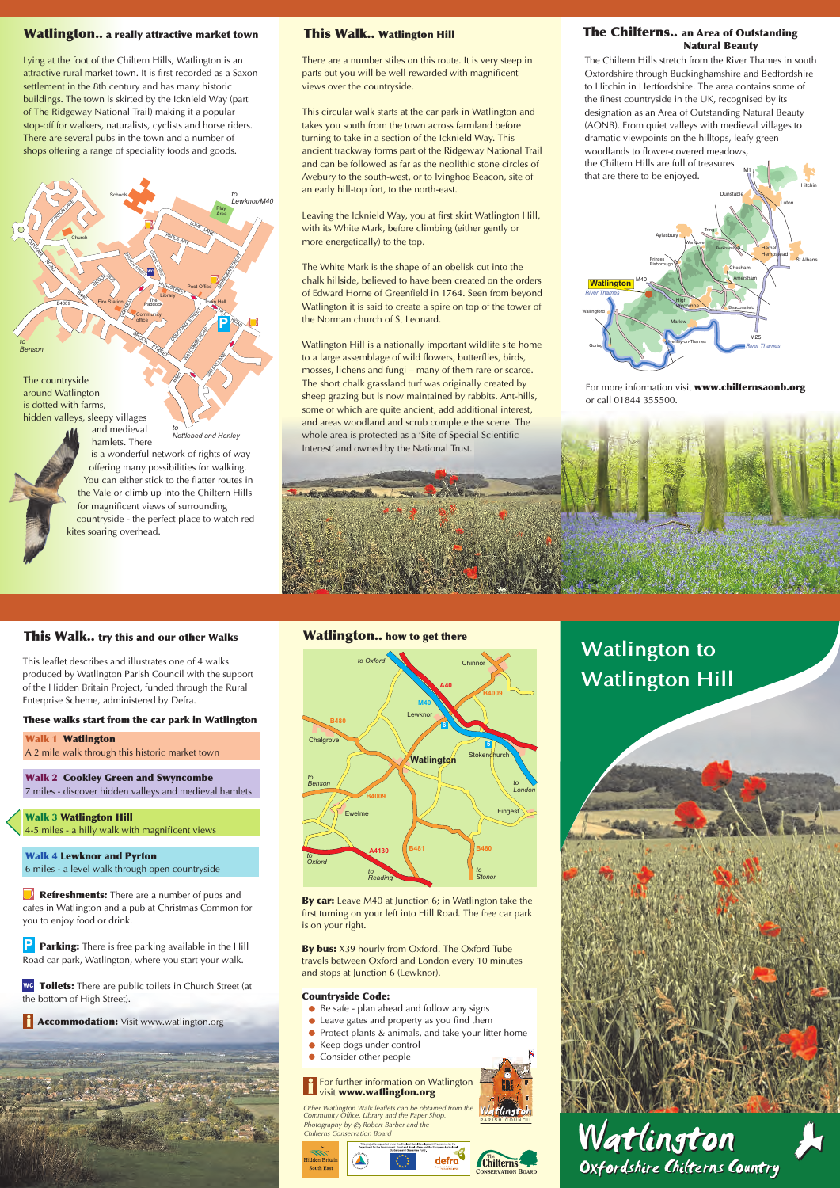## Watlington.. a really attractive market town

Lying at the foot of the Chiltern Hills, Watlington is an attractive rural market town. It is first recorded as a Saxon settlement in the 8th century and has many historic buildings. The town is skirted by the Icknield Way (part of The Ridgeway National Trail) making it a popular stop-off for walkers, naturalists, cyclists and horse riders. There are several pubs in the town and a number of shops offering a range of speciality foods and goods.

The countryside around Watlington is dotted with farms, hidden valleys, sleepy villages and medieval hamlets. There is a wonderful network of rights of way offering many possibilities for walking. You can either stick to the flatter routes in the Vale or climb up into the Chiltern Hills for magnificent views of surrounding countryside - the perfect place to watch red kites soaring overhead.

## This Walk.. Watlington Hill

There are a number stiles on this route. It is very steep in parts but you will be well rewarded with magnificent views over the countryside.

This circular walk starts at the car park in Watlington and takes you south from the town across farmland before turning to take in a section of the Icknield Way. This ancient trackway forms part of the Ridgeway National Trail and can be followed as far as the neolithic stone circles of Avebury to the south-west, or to Ivinghoe Beacon, site of an early hill-top fort, to the north-east.

Leaving the Icknield Way, you at first skirt Watlington Hill, with its White Mark, before climbing (either gently or more energetically) to the top.

The White Mark is the shape of an obelisk cut into the chalk hillside, believed to have been created on the orders of Edward Horne of Greenfield in 1764. Seen from beyond Watlington it is said to create a spire on top of the tower of the Norman church of St Leonard.

Watlington Hill is a nationally important wildlife site home to a large assemblage of wild flowers, butterflies, birds, mosses, lichens and fungi – many of them rare or scarce. The short chalk grassland turf was originally created by sheep grazing but is now maintained by rabbits. Ant-hills, some of which are quite ancient, add additional interest, and areas woodland and scrub complete the scene. The whole area is protected as a 'Site of Special Scientific Interest' and owned by the National Trust.

## The Chilterns.. an Area of Outstanding Natural Beauty

The Chiltern Hills stretch from the River Thames in south Oxfordshire through Buckinghamshire and Bedfordshire to Hitchin in Hertfordshire. The area contains some of the finest countryside in the UK, recognised by its designation as an Area of Outstanding Natural Beauty (AONB). From quiet valleys with medieval villages to dramatic viewpoints on the hilltops, leafy green woodlands to flower-covered meadows, the Chiltern Hills are full of treasures that are there to be enjoyed.

For more information visit **www.chilternsaonb.org** or call 01844 355500.

## This Walk.. try this and our other Walks

This leaflet describes and illustrates one of 4 walks produced by Watlington Parish Council with the support of the Hidden Britain Project, funded through the Rural Enterprise Scheme, administered by Defra.

**These walks start from the car park in Watlington**

**Walk 1 Watlington**
A 2 mile walk through this historic market town

**Walk 2 Cookley Green and Swyncombe**
7 miles - discover hidden valleys and medieval hamlets

**Walk 3 Watlington Hill**
4-5 miles - a hilly walk with magnificent views

**Walk 4 Lewknor and Pyrton**
6 miles - a level walk through open countryside

**Refreshments:** There are a number of pubs and cafes in Watlington and a pub at Christmas Common for you to enjoy food or drink.

**Parking:** There is free parking available in the Hill Road car park, Watlington, where you start your walk.

**Toilets:** There are public toilets in Church Street (at the bottom of High Street).

**Accommodation:** Visit www.watlington.org

## Watlington.. how to get there

**By car:** Leave M40 at Junction 6; in Watlington take the first turning on your left into Hill Road. The free car park is on your right.

**By bus:** X39 hourly from Oxford. The Oxford Tube travels between Oxford and London every 10 minutes and stops at Junction 6 (Lewknor).

**Countryside Code:**

- Be safe - plan ahead and follow any signs
- Leave gates and property as you find them
- Protect plants & animals, and take your litter home
- Keep dogs under control
- Consider other people

For further information on Watlington visit **www.watlington.org**

*Other Watlington Walk leaflets can be obtained from the Community Office, Library and the Paper Shop. Photography by © Robert Barber and the Chilterns Conservation Board*

# Watlington to Watlington Hill

**Watlington**
*Oxfordshire Chilterns Country*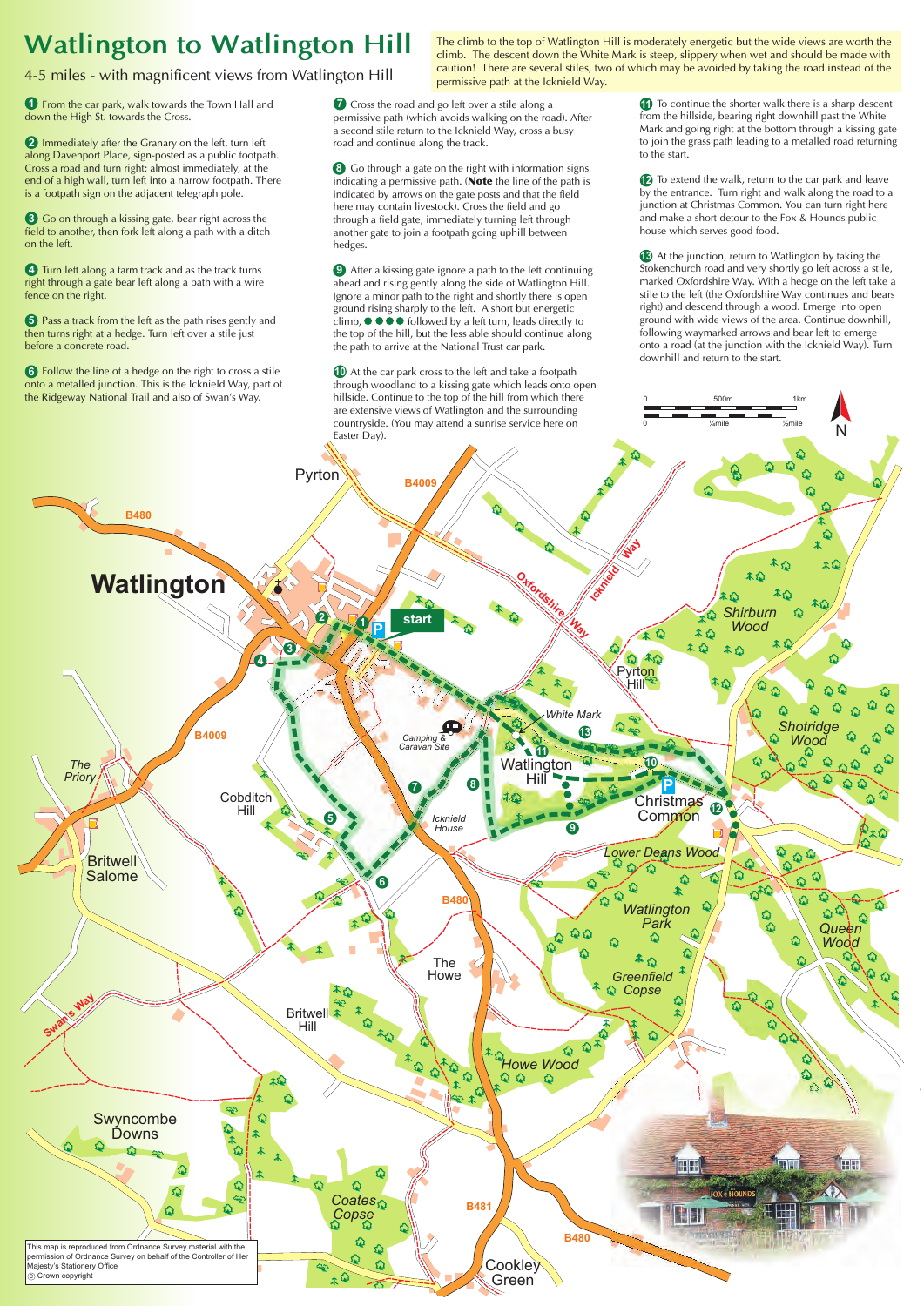# Watlington to Watlington Hill

4-5 miles - with magnificent views from Watlington Hill

The climb to the top of Watlington Hill is moderately energetic but the wide views are worth the climb. The descent down the White Mark is steep, slippery when wet and should be made with caution! There are several stiles, two of which may be avoided by taking the road instead of the permissive path at the Icknield Way.

1. From the car park, walk towards the Town Hall and down the High St. towards the Cross.

2. Immediately after the Granary on the left, turn left along Davenport Place, sign-posted as a public footpath. Cross a road and turn right; almost immediately, at the end of a high wall, turn left into a narrow footpath. There is a footpath sign on the adjacent telegraph pole.

3. Go on through a kissing gate, bear right across the field to another, then fork left along a path with a ditch on the left.

4. Turn left along a farm track and as the track turns right through a gate bear left along a path with a wire fence on the right.

5. Pass a track from the left as the path rises gently and then turns right at a hedge. Turn left over a stile just before a concrete road.

6. Follow the line of a hedge on the right to cross a stile onto a metalled junction. This is the Icknield Way, part of the Ridgeway National Trail and also of Swan's Way.

7. Cross the road and go left over a stile along a permissive path (which avoids walking on the road). After a second stile return to the Icknield Way, cross a busy road and continue along the track.

8. Go through a gate on the right with information signs indicating a permissive path. (**Note** the line of the path is indicated by arrows on the gate posts and that the field here may contain livestock). Cross the field and go through another gate, immediately turning left through another gate to join a footpath going uphill between hedges.

9. After a kissing gate ignore a path to the left continuing ahead and rising gently along the side of Watlington Hill. Ignore a minor path to the right and shortly there is open ground rising sharply to the left. A short but energetic climb, ● ● ● ● followed by a left turn, leads directly to the top of the hill, but the less able should continue along the path to arrive at the National Trust car park.

10. At the car park cross to the left and take a footpath through woodland to a kissing gate which leads onto open hillside. Continue to the top of the hill from which there are extensive views of Watlington and the surrounding countryside. (You may attend a sunrise service here on Easter Day).

11. To continue the shorter walk there is a sharp descent from the hillside, bearing right downhill past the White Mark and going right at the bottom through a kissing gate to join the grass path leading to a metalled road returning to the start.

12. To extend the walk, return to the car park and leave by the entrance. Turn right and walk along the road to a junction at Christmas Common. You can turn right here and make a short detour to the Fox & Hounds public house which serves good food.

13. At the junction, return to Watlington by taking the Stokenchurch road and very shortly go left across a stile, marked Oxfordshire Way. With a hedge on the left take a stile to the left (the Oxfordshire Way continues and bears right) and descend through a wood. Emerge into open ground with wide views of the area. Continue downhill, following waymarked arrows and bear left to emerge onto a road (at the junction with the Icknield Way). Turn downhill and return to the start.

This map is reproduced from Ordnance Survey material with the permission of Ordnance Survey on behalf of the Controller of Her Majesty's Stationery Office
© Crown copyright